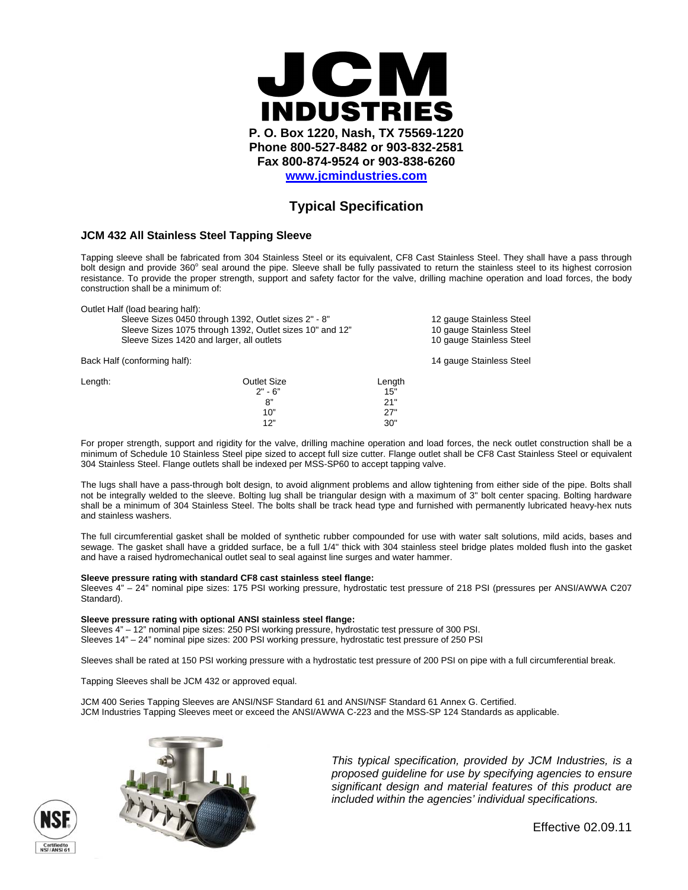# JCM INDUSTRIES

**P. O. Box 1220, Nash, TX 75569-1220**
**Phone 800-527-8482 or 903-832-2581**
**Fax 800-874-9524 or 903-838-6260**
**www.jcmindustries.com**

## Typical Specification

### JCM 432 All Stainless Steel Tapping Sleeve

Tapping sleeve shall be fabricated from 304 Stainless Steel or its equivalent, CF8 Cast Stainless Steel. They shall have a pass through bolt design and provide 360° seal around the pipe. Sleeve shall be fully passivated to return the stainless steel to its highest corrosion resistance. To provide the proper strength, support and safety factor for the valve, drilling machine operation and load forces, the body construction shall be a minimum of:

Outlet Half (load bearing half):

| | |
|---|---|
| Sleeve Sizes 0450 through 1392, Outlet sizes 2" - 8" | 12 gauge Stainless Steel |
| Sleeve Sizes 1075 through 1392, Outlet sizes 10" and 12" | 10 gauge Stainless Steel |
| Sleeve Sizes 1420 and larger, all outlets | 10 gauge Stainless Steel |

Back Half (conforming half): 14 gauge Stainless Steel

Length:

| Outlet Size | Length |
|---|---|
| 2" - 6" | 15" |
| 8" | 21" |
| 10" | 27" |
| 12" | 30" |

For proper strength, support and rigidity for the valve, drilling machine operation and load forces, the neck outlet construction shall be a minimum of Schedule 10 Stainless Steel pipe sized to accept full size cutter. Flange outlet shall be CF8 Cast Stainless Steel or equivalent 304 Stainless Steel. Flange outlets shall be indexed per MSS-SP60 to accept tapping valve.

The lugs shall have a pass-through bolt design, to avoid alignment problems and allow tightening from either side of the pipe. Bolts shall not be integrally welded to the sleeve. Bolting lug shall be triangular design with a maximum of 3" bolt center spacing. Bolting hardware shall be a minimum of 304 Stainless Steel. The bolts shall be track head type and furnished with permanently lubricated heavy-hex nuts and stainless washers.

The full circumferential gasket shall be molded of synthetic rubber compounded for use with water salt solutions, mild acids, bases and sewage. The gasket shall have a gridded surface, be a full 1/4" thick with 304 stainless steel bridge plates molded flush into the gasket and have a raised hydromechanical outlet seal to seal against line surges and water hammer.

**Sleeve pressure rating with standard CF8 cast stainless steel flange:**
Sleeves 4" – 24" nominal pipe sizes: 175 PSI working pressure, hydrostatic test pressure of 218 PSI (pressures per ANSI/AWWA C207 Standard).

**Sleeve pressure rating with optional ANSI stainless steel flange:**
Sleeves 4" – 12" nominal pipe sizes: 250 PSI working pressure, hydrostatic test pressure of 300 PSI.
Sleeves 14" – 24" nominal pipe sizes: 200 PSI working pressure, hydrostatic test pressure of 250 PSI

Sleeves shall be rated at 150 PSI working pressure with a hydrostatic test pressure of 200 PSI on pipe with a full circumferential break.

Tapping Sleeves shall be JCM 432 or approved equal.

JCM 400 Series Tapping Sleeves are ANSI/NSF Standard 61 and ANSI/NSF Standard 61 Annex G. Certified.
JCM Industries Tapping Sleeves meet or exceed the ANSI/AWWA C-223 and the MSS-SP 124 Standards as applicable.

NSF Certified to NSF/ANSI 61

*This typical specification, provided by JCM Industries, is a proposed guideline for use by specifying agencies to ensure significant design and material features of this product are included within the agencies' individual specifications.*

Effective 02.09.11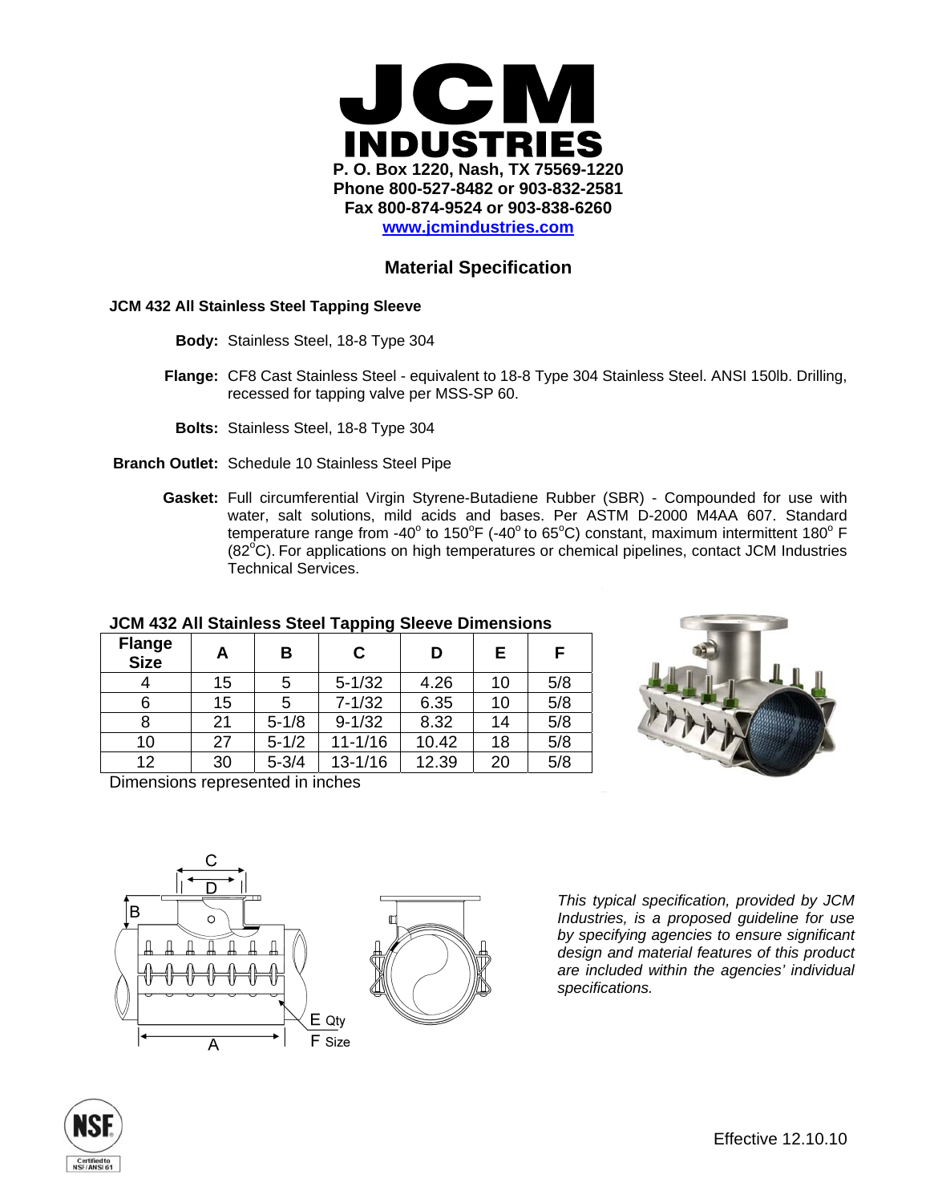# JCM INDUSTRIES

**P. O. Box 1220, Nash, TX 75569-1220**
**Phone 800-527-8482 or 903-832-2581**
**Fax 800-874-9524 or 903-838-6260**
**www.jcmindustries.com**

## Material Specification

### JCM 432 All Stainless Steel Tapping Sleeve

**Body:** Stainless Steel, 18-8 Type 304

**Flange:** CF8 Cast Stainless Steel - equivalent to 18-8 Type 304 Stainless Steel. ANSI 150lb. Drilling, recessed for tapping valve per MSS-SP 60.

**Bolts:** Stainless Steel, 18-8 Type 304

**Branch Outlet:** Schedule 10 Stainless Steel Pipe

**Gasket:** Full circumferential Virgin Styrene-Butadiene Rubber (SBR) - Compounded for use with water, salt solutions, mild acids and bases. Per ASTM D-2000 M4AA 607. Standard temperature range from -40° to 150°F (-40° to 65°C) constant, maximum intermittent 180° F (82°C). For applications on high temperatures or chemical pipelines, contact JCM Industries Technical Services.

### JCM 432 All Stainless Steel Tapping Sleeve Dimensions

| Flange Size | A | B | C | D | E | F |
|---|---|---|---|---|---|---|
| 4 | 15 | 5 | 5-1/32 | 4.26 | 10 | 5/8 |
| 6 | 15 | 5 | 7-1/32 | 6.35 | 10 | 5/8 |
| 8 | 21 | 5-1/8 | 9-1/32 | 8.32 | 14 | 5/8 |
| 10 | 27 | 5-1/2 | 11-1/16 | 10.42 | 18 | 5/8 |
| 12 | 30 | 5-3/4 | 13-1/16 | 12.39 | 20 | 5/8 |

Dimensions represented in inches

C
D
B
E Qty
F Size
A

*This typical specification, provided by JCM Industries, is a proposed guideline for use by specifying agencies to ensure significant design and material features of this product are included within the agencies' individual specifications.*

NSF Certified to NSF/ANSI 61

Effective 12.10.10